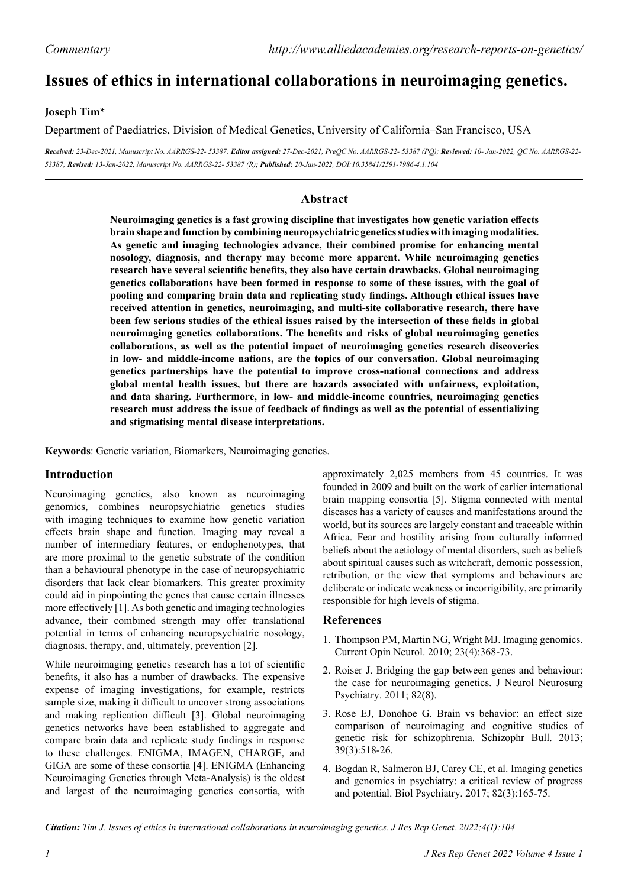*Commentary*

# Issues of ethics in international collaborations in neuroimaging genetics.

**Joseph Tim***

Department of Paediatrics, Division of Medical Genetics, University of California–San Francisco, USA

***Received:** 23-Dec-2021, Manuscript No. AARRGS-22- 53387; **Editor assigned:** 27-Dec-2021, PreQC No. AARRGS-22- 53387 (PQ); **Reviewed:** 10- Jan-2022, QC No. AARRGS-22-53387; **Revised:** 13-Jan-2022, Manuscript No. AARRGS-22- 53387 (R); **Published:** 20-Jan-2022, DOI:10.35841/2591-7986-4.1.104*

## Abstract

**Neuroimaging genetics is a fast growing discipline that investigates how genetic variation effects brain shape and function by combining neuropsychiatric genetics studies with imaging modalities. As genetic and imaging technologies advance, their combined promise for enhancing mental nosology, diagnosis, and therapy may become more apparent. While neuroimaging genetics research have several scientific benefits, they also have certain drawbacks. Global neuroimaging genetics collaborations have been formed in response to some of these issues, with the goal of pooling and comparing brain data and replicating study findings. Although ethical issues have received attention in genetics, neuroimaging, and multi-site collaborative research, there have been few serious studies of the ethical issues raised by the intersection of these fields in global neuroimaging genetics collaborations. The benefits and risks of global neuroimaging genetics collaborations, as well as the potential impact of neuroimaging genetics research discoveries in low- and middle-income nations, are the topics of our conversation. Global neuroimaging genetics partnerships have the potential to improve cross-national connections and address global mental health issues, but there are hazards associated with unfairness, exploitation, and data sharing. Furthermore, in low- and middle-income countries, neuroimaging genetics research must address the issue of feedback of findings as well as the potential of essentializing and stigmatising mental disease interpretations.**

**Keywords**: Genetic variation, Biomarkers, Neuroimaging genetics.

## Introduction

Neuroimaging genetics, also known as neuroimaging genomics, combines neuropsychiatric genetics studies with imaging techniques to examine how genetic variation effects brain shape and function. Imaging may reveal a number of intermediary features, or endophenotypes, that are more proximal to the genetic substrate of the condition than a behavioural phenotype in the case of neuropsychiatric disorders that lack clear biomarkers. This greater proximity could aid in pinpointing the genes that cause certain illnesses more effectively [1]. As both genetic and imaging technologies advance, their combined strength may offer translational potential in terms of enhancing neuropsychiatric nosology, diagnosis, therapy, and, ultimately, prevention [2].

While neuroimaging genetics research has a lot of scientific benefits, it also has a number of drawbacks. The expensive expense of imaging investigations, for example, restricts sample size, making it difficult to uncover strong associations and making replication difficult [3]. Global neuroimaging genetics networks have been established to aggregate and compare brain data and replicate study findings in response to these challenges. ENIGMA, IMAGEN, CHARGE, and GIGA are some of these consortia [4]. ENIGMA (Enhancing Neuroimaging Genetics through Meta-Analysis) is the oldest and largest of the neuroimaging genetics consortia, with approximately 2,025 members from 45 countries. It was founded in 2009 and built on the work of earlier international brain mapping consortia [5]. Stigma connected with mental diseases has a variety of causes and manifestations around the world, but its sources are largely constant and traceable within Africa. Fear and hostility arising from culturally informed beliefs about the aetiology of mental disorders, such as beliefs about spiritual causes such as witchcraft, demonic possession, retribution, or the view that symptoms and behaviours are deliberate or indicate weakness or incorrigibility, are primarily responsible for high levels of stigma.

## References

1. Thompson PM, Martin NG, Wright MJ. Imaging genomics. Current Opin Neurol. 2010; 23(4):368-73.
2. Roiser J. Bridging the gap between genes and behaviour: the case for neuroimaging genetics. J Neurol Neurosurg Psychiatry. 2011; 82(8).
3. Rose EJ, Donohoe G. Brain vs behavior: an effect size comparison of neuroimaging and cognitive studies of genetic risk for schizophrenia. Schizophr Bull. 2013; 39(3):518-26.
4. Bogdan R, Salmeron BJ, Carey CE, et al. Imaging genetics and genomics in psychiatry: a critical review of progress and potential. Biol Psychiatry. 2017; 82(3):165-75.

***Citation:** Tim J. Issues of ethics in international collaborations in neuroimaging genetics. J Res Rep Genet. 2022;4(1):104*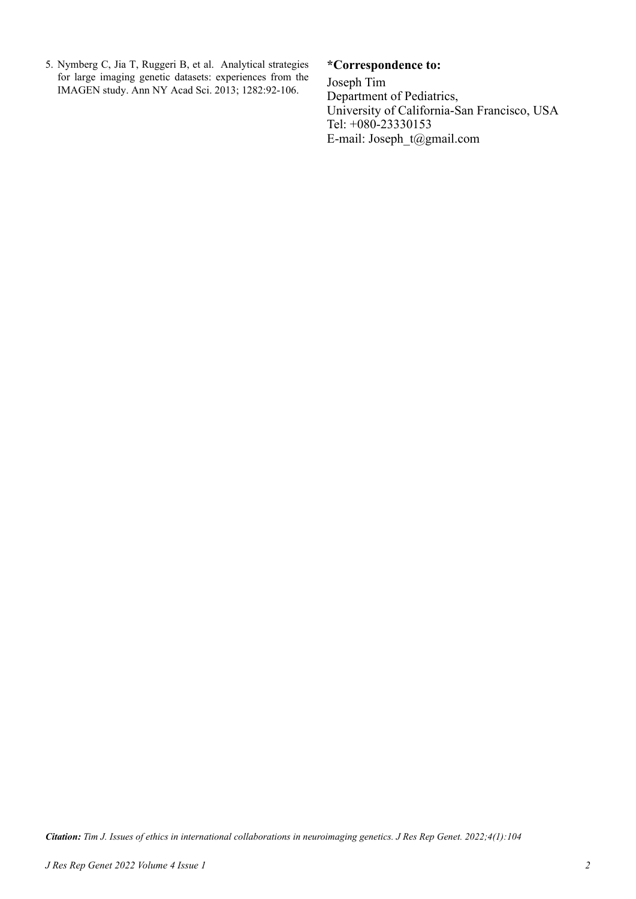5. Nymberg C, Jia T, Ruggeri B, et al. Analytical strategies for large imaging genetic datasets: experiences from the IMAGEN study. Ann NY Acad Sci. 2013; 1282:92-106.

**\*Correspondence to:**

Joseph Tim
Department of Pediatrics,
University of California-San Francisco, USA
Tel: +080-23330153
E-mail: Joseph_t@gmail.com

***Citation:*** *Tim J. Issues of ethics in international collaborations in neuroimaging genetics. J Res Rep Genet. 2022;4(1):104*